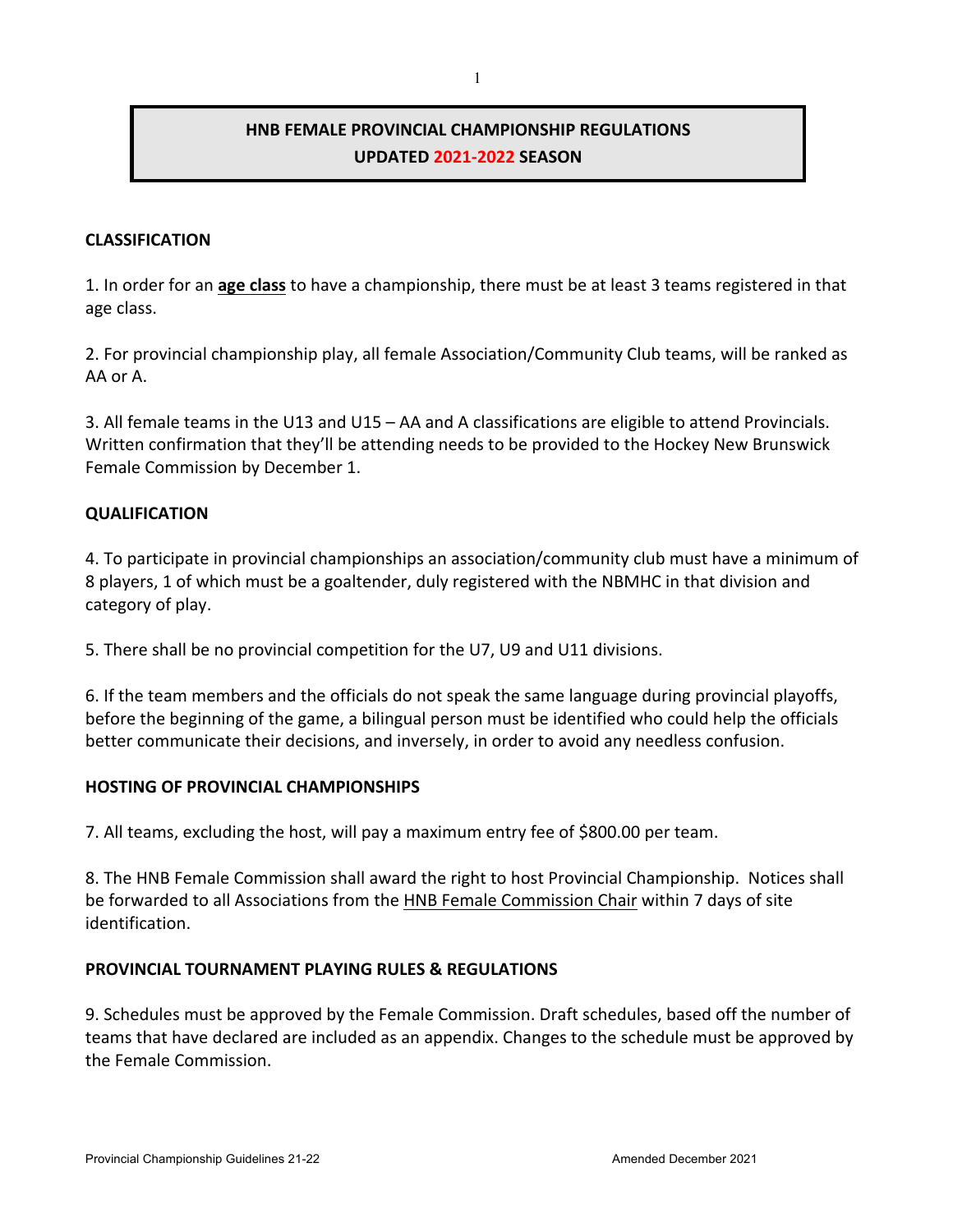# HNB FEMALE PROVINCIAL CHAMPIONSHIP REGULATIONS
# UPDATED 2021-2022 SEASON

## CLASSIFICATION

1. In order for an **age class** to have a championship, there must be at least 3 teams registered in that age class.

2. For provincial championship play, all female Association/Community Club teams, will be ranked as AA or A.

3. All female teams in the U13 and U15 – AA and A classifications are eligible to attend Provincials. Written confirmation that they'll be attending needs to be provided to the Hockey New Brunswick Female Commission by December 1.

## QUALIFICATION

4. To participate in provincial championships an association/community club must have a minimum of 8 players, 1 of which must be a goaltender, duly registered with the NBMHC in that division and category of play.

5. There shall be no provincial competition for the U7, U9 and U11 divisions.

6. If the team members and the officials do not speak the same language during provincial playoffs, before the beginning of the game, a bilingual person must be identified who could help the officials better communicate their decisions, and inversely, in order to avoid any needless confusion.

## HOSTING OF PROVINCIAL CHAMPIONSHIPS

7. All teams, excluding the host, will pay a maximum entry fee of $800.00 per team.

8. The HNB Female Commission shall award the right to host Provincial Championship. Notices shall be forwarded to all Associations from the HNB Female Commission Chair within 7 days of site identification.

## PROVINCIAL TOURNAMENT PLAYING RULES & REGULATIONS

9. Schedules must be approved by the Female Commission. Draft schedules, based off the number of teams that have declared are included as an appendix. Changes to the schedule must be approved by the Female Commission.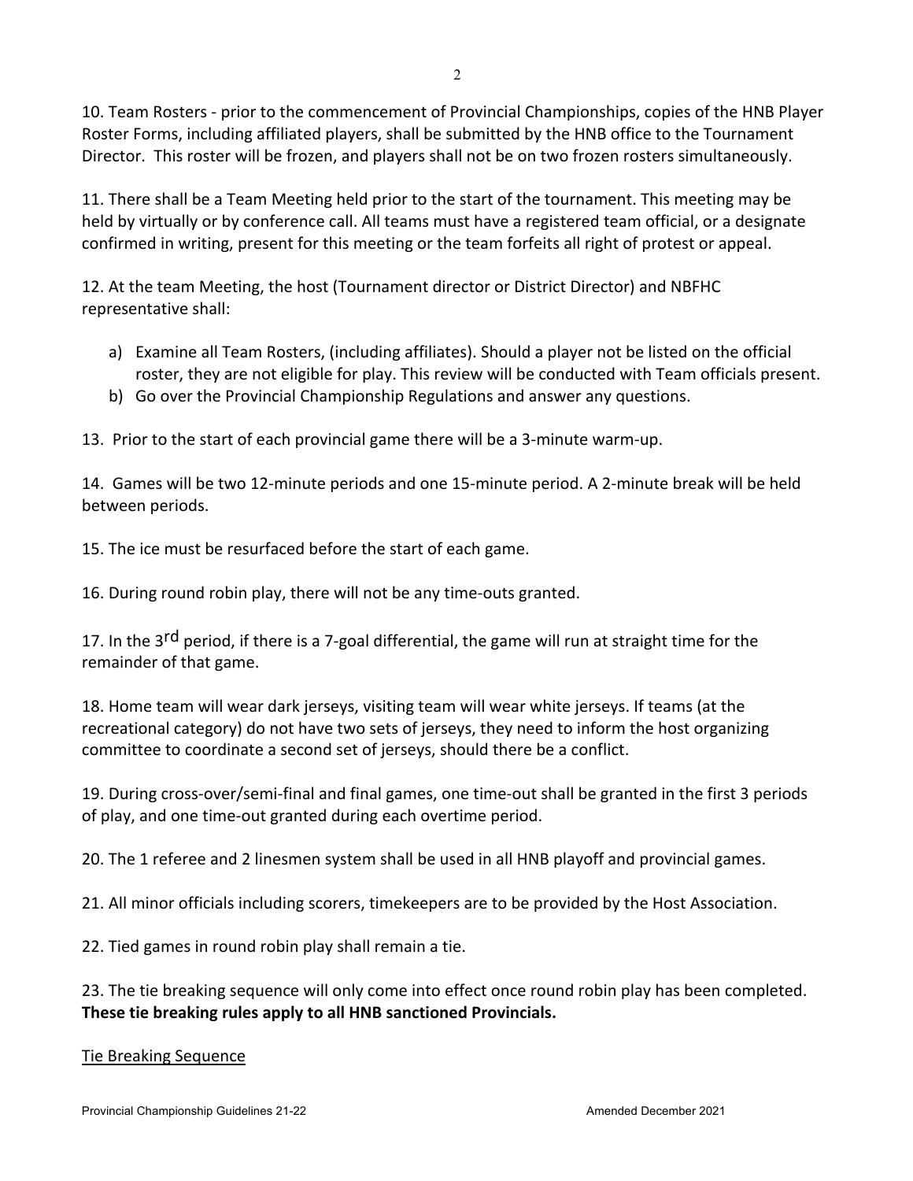10. Team Rosters - prior to the commencement of Provincial Championships, copies of the HNB Player Roster Forms, including affiliated players, shall be submitted by the HNB office to the Tournament Director. This roster will be frozen, and players shall not be on two frozen rosters simultaneously.

11. There shall be a Team Meeting held prior to the start of the tournament. This meeting may be held by virtually or by conference call. All teams must have a registered team official, or a designate confirmed in writing, present for this meeting or the team forfeits all right of protest or appeal.

12. At the team Meeting, the host (Tournament director or District Director) and NBFHC representative shall:

a) Examine all Team Rosters, (including affiliates). Should a player not be listed on the official roster, they are not eligible for play. This review will be conducted with Team officials present.
b) Go over the Provincial Championship Regulations and answer any questions.

13. Prior to the start of each provincial game there will be a 3-minute warm-up.

14. Games will be two 12-minute periods and one 15-minute period. A 2-minute break will be held between periods.

15. The ice must be resurfaced before the start of each game.

16. During round robin play, there will not be any time-outs granted.

17. In the 3rd period, if there is a 7-goal differential, the game will run at straight time for the remainder of that game.

18. Home team will wear dark jerseys, visiting team will wear white jerseys. If teams (at the recreational category) do not have two sets of jerseys, they need to inform the host organizing committee to coordinate a second set of jerseys, should there be a conflict.

19. During cross-over/semi-final and final games, one time-out shall be granted in the first 3 periods of play, and one time-out granted during each overtime period.

20. The 1 referee and 2 linesmen system shall be used in all HNB playoff and provincial games.

21. All minor officials including scorers, timekeepers are to be provided by the Host Association.

22. Tied games in round robin play shall remain a tie.

23. The tie breaking sequence will only come into effect once round robin play has been completed. **These tie breaking rules apply to all HNB sanctioned Provincials.**

Tie Breaking Sequence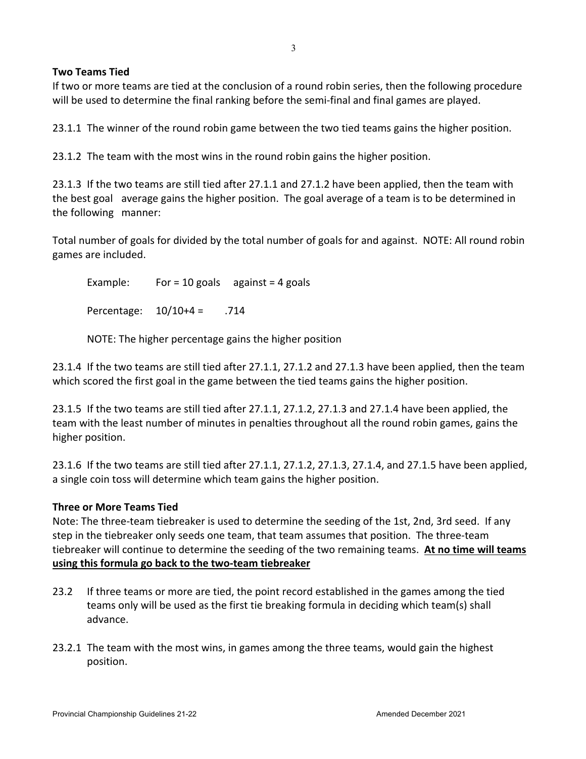**Two Teams Tied**

If two or more teams are tied at the conclusion of a round robin series, then the following procedure will be used to determine the final ranking before the semi-final and final games are played.

23.1.1 The winner of the round robin game between the two tied teams gains the higher position.

23.1.2 The team with the most wins in the round robin gains the higher position.

23.1.3 If the two teams are still tied after 27.1.1 and 27.1.2 have been applied, then the team with the best goal average gains the higher position. The goal average of a team is to be determined in the following manner:

Total number of goals for divided by the total number of goals for and against. NOTE: All round robin games are included.

Example: For = 10 goals against = 4 goals

Percentage: 10/10+4 = .714

NOTE: The higher percentage gains the higher position

23.1.4 If the two teams are still tied after 27.1.1, 27.1.2 and 27.1.3 have been applied, then the team which scored the first goal in the game between the tied teams gains the higher position.

23.1.5 If the two teams are still tied after 27.1.1, 27.1.2, 27.1.3 and 27.1.4 have been applied, the team with the least number of minutes in penalties throughout all the round robin games, gains the higher position.

23.1.6 If the two teams are still tied after 27.1.1, 27.1.2, 27.1.3, 27.1.4, and 27.1.5 have been applied, a single coin toss will determine which team gains the higher position.

**Three or More Teams Tied**

Note: The three-team tiebreaker is used to determine the seeding of the 1st, 2nd, 3rd seed. If any step in the tiebreaker only seeds one team, that team assumes that position. The three-team tiebreaker will continue to determine the seeding of the two remaining teams. **At no time will teams using this formula go back to the two-team tiebreaker**

23.2 If three teams or more are tied, the point record established in the games among the tied teams only will be used as the first tie breaking formula in deciding which team(s) shall advance.

23.2.1 The team with the most wins, in games among the three teams, would gain the highest position.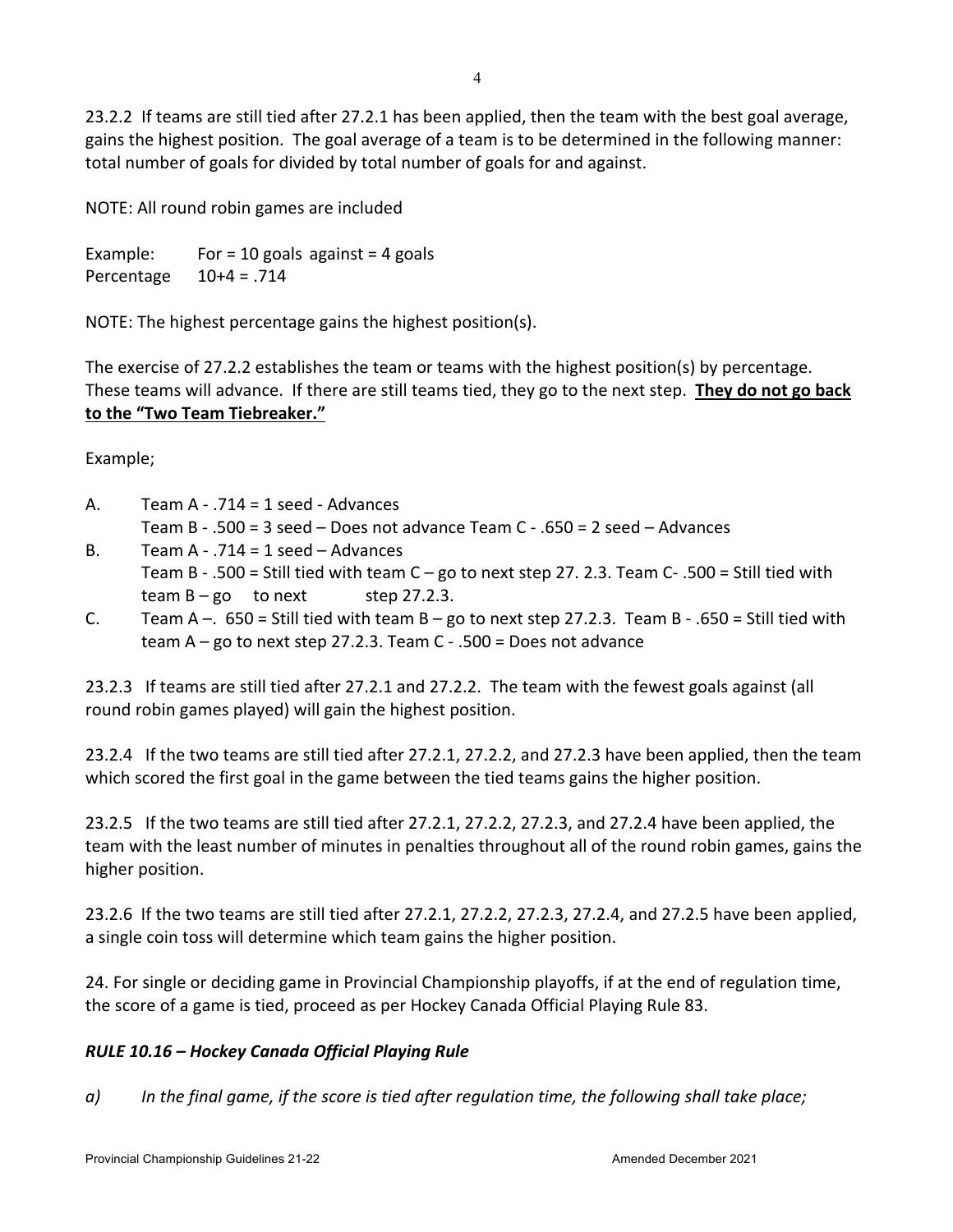23.2.2 If teams are still tied after 27.2.1 has been applied, then the team with the best goal average, gains the highest position. The goal average of a team is to be determined in the following manner: total number of goals for divided by total number of goals for and against.

NOTE: All round robin games are included

Example: For = 10 goals against = 4 goals
Percentage 10+4 = .714

NOTE: The highest percentage gains the highest position(s).

The exercise of 27.2.2 establishes the team or teams with the highest position(s) by percentage. These teams will advance. If there are still teams tied, they go to the next step. **<u>They do not go back to the "Two Team Tiebreaker."</u>**

Example;

A. Team A - .714 = 1 seed - Advances
   Team B - .500 = 3 seed – Does not advance Team C - .650 = 2 seed – Advances
B. Team A - .714 = 1 seed – Advances
   Team B - .500 = Still tied with team C – go to next step 27. 2.3. Team C- .500 = Still tied with team B – go to next step 27.2.3.
C. Team A –. 650 = Still tied with team B – go to next step 27.2.3. Team B - .650 = Still tied with team A – go to next step 27.2.3. Team C - .500 = Does not advance

23.2.3 If teams are still tied after 27.2.1 and 27.2.2. The team with the fewest goals against (all round robin games played) will gain the highest position.

23.2.4 If the two teams are still tied after 27.2.1, 27.2.2, and 27.2.3 have been applied, then the team which scored the first goal in the game between the tied teams gains the higher position.

23.2.5 If the two teams are still tied after 27.2.1, 27.2.2, 27.2.3, and 27.2.4 have been applied, the team with the least number of minutes in penalties throughout all of the round robin games, gains the higher position.

23.2.6 If the two teams are still tied after 27.2.1, 27.2.2, 27.2.3, 27.2.4, and 27.2.5 have been applied, a single coin toss will determine which team gains the higher position.

24. For single or deciding game in Provincial Championship playoffs, if at the end of regulation time, the score of a game is tied, proceed as per Hockey Canada Official Playing Rule 83.

***RULE 10.16 – Hockey Canada Official Playing Rule***

*a) In the final game, if the score is tied after regulation time, the following shall take place;*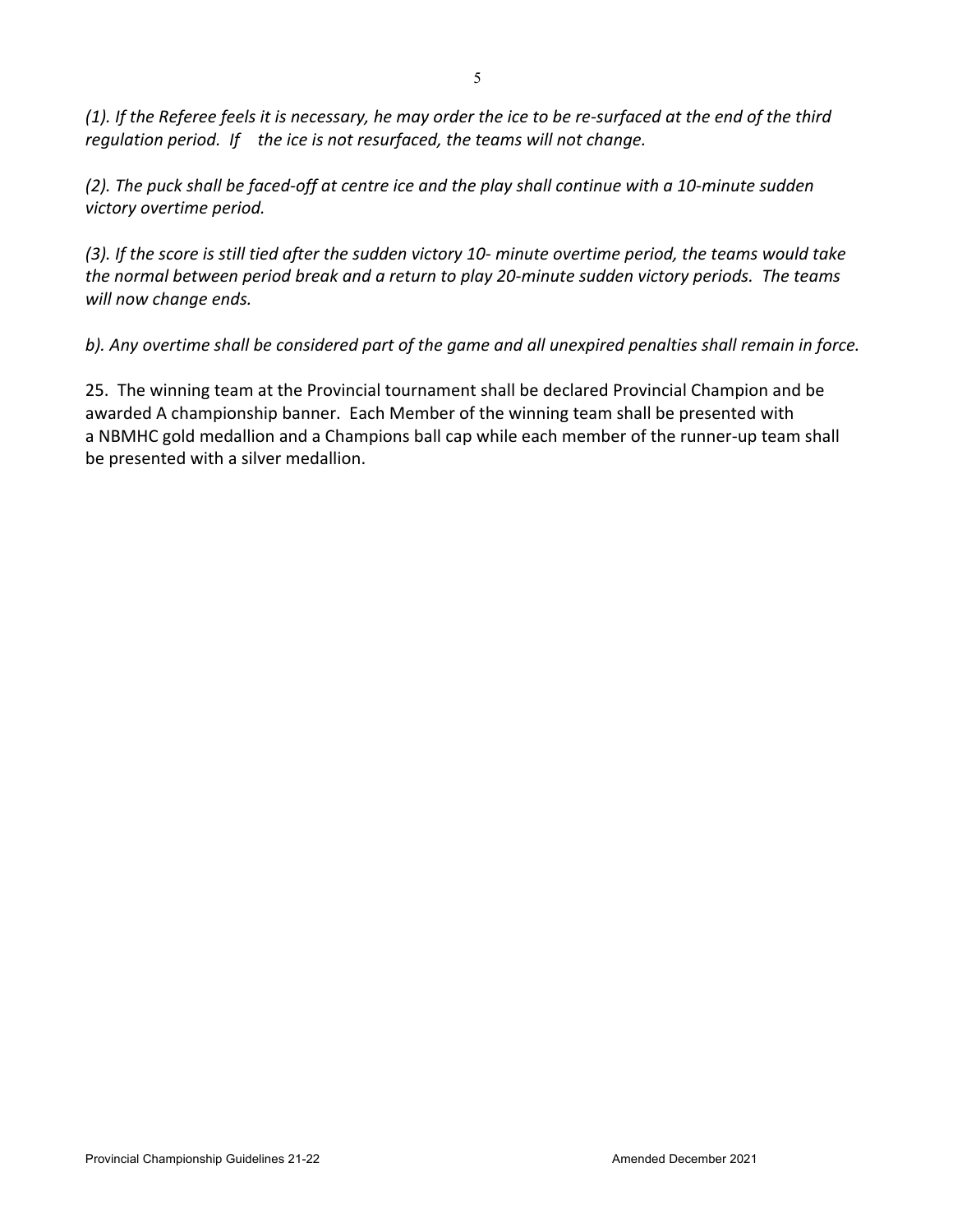*(1). If the Referee feels it is necessary, he may order the ice to be re-surfaced at the end of the third regulation period. If the ice is not resurfaced, the teams will not change.*

*(2). The puck shall be faced-off at centre ice and the play shall continue with a 10-minute sudden victory overtime period.*

*(3). If the score is still tied after the sudden victory 10- minute overtime period, the teams would take the normal between period break and a return to play 20-minute sudden victory periods. The teams will now change ends.*

*b). Any overtime shall be considered part of the game and all unexpired penalties shall remain in force.*

25. The winning team at the Provincial tournament shall be declared Provincial Champion and be awarded A championship banner. Each Member of the winning team shall be presented with a NBMHC gold medallion and a Champions ball cap while each member of the runner-up team shall be presented with a silver medallion.